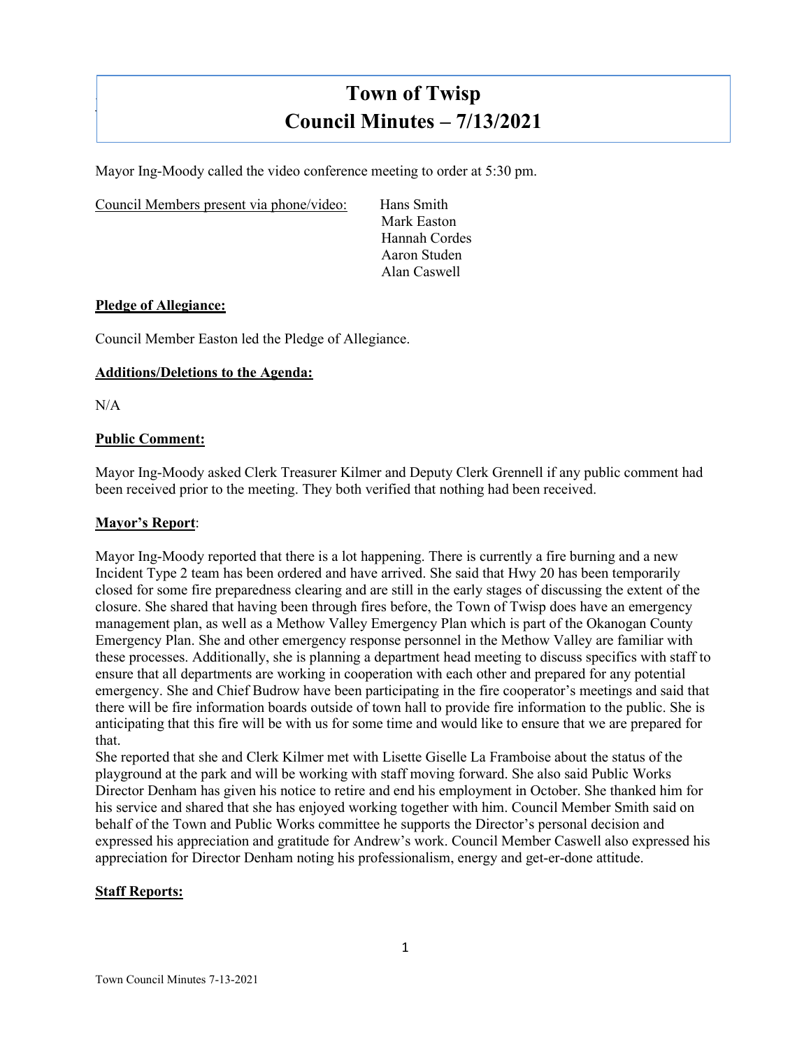# Town of Twisp
# Council Minutes – 7/13/2021

Mayor Ing-Moody called the video conference meeting to order at 5:30 pm.

Council Members present via phone/video: Hans Smith
Mark Easton
Hannah Cordes
Aaron Studen
Alan Caswell

**Pledge of Allegiance:**

Council Member Easton led the Pledge of Allegiance.

**Additions/Deletions to the Agenda:**

N/A

**Public Comment:**

Mayor Ing-Moody asked Clerk Treasurer Kilmer and Deputy Clerk Grennell if any public comment had been received prior to the meeting. They both verified that nothing had been received.

**Mayor's Report**:

Mayor Ing-Moody reported that there is a lot happening. There is currently a fire burning and a new Incident Type 2 team has been ordered and have arrived. She said that Hwy 20 has been temporarily closed for some fire preparedness clearing and are still in the early stages of discussing the extent of the closure. She shared that having been through fires before, the Town of Twisp does have an emergency management plan, as well as a Methow Valley Emergency Plan which is part of the Okanogan County Emergency Plan. She and other emergency response personnel in the Methow Valley are familiar with these processes. Additionally, she is planning a department head meeting to discuss specifics with staff to ensure that all departments are working in cooperation with each other and prepared for any potential emergency. She and Chief Budrow have been participating in the fire cooperator's meetings and said that there will be fire information boards outside of town hall to provide fire information to the public. She is anticipating that this fire will be with us for some time and would like to ensure that we are prepared for that.
She reported that she and Clerk Kilmer met with Lisette Giselle La Framboise about the status of the playground at the park and will be working with staff moving forward. She also said Public Works Director Denham has given his notice to retire and end his employment in October. She thanked him for his service and shared that she has enjoyed working together with him. Council Member Smith said on behalf of the Town and Public Works committee he supports the Director's personal decision and expressed his appreciation and gratitude for Andrew's work. Council Member Caswell also expressed his appreciation for Director Denham noting his professionalism, energy and get-er-done attitude.

**Staff Reports:**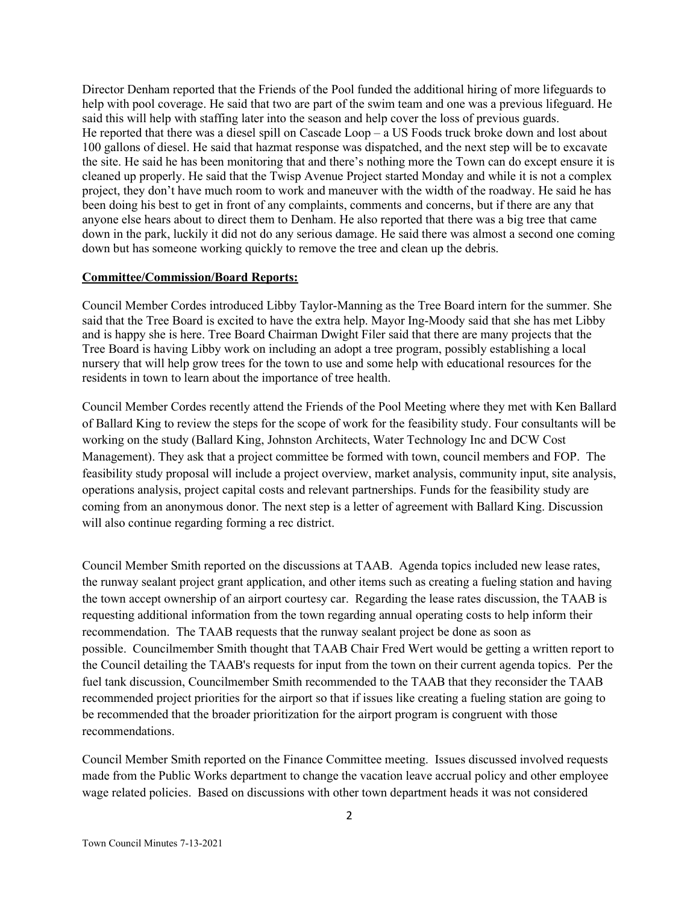Director Denham reported that the Friends of the Pool funded the additional hiring of more lifeguards to help with pool coverage. He said that two are part of the swim team and one was a previous lifeguard. He said this will help with staffing later into the season and help cover the loss of previous guards. He reported that there was a diesel spill on Cascade Loop – a US Foods truck broke down and lost about 100 gallons of diesel. He said that hazmat response was dispatched, and the next step will be to excavate the site. He said he has been monitoring that and there's nothing more the Town can do except ensure it is cleaned up properly. He said that the Twisp Avenue Project started Monday and while it is not a complex project, they don't have much room to work and maneuver with the width of the roadway. He said he has been doing his best to get in front of any complaints, comments and concerns, but if there are any that anyone else hears about to direct them to Denham. He also reported that there was a big tree that came down in the park, luckily it did not do any serious damage. He said there was almost a second one coming down but has someone working quickly to remove the tree and clean up the debris.

**Committee/Commission/Board Reports:**

Council Member Cordes introduced Libby Taylor-Manning as the Tree Board intern for the summer. She said that the Tree Board is excited to have the extra help. Mayor Ing-Moody said that she has met Libby and is happy she is here. Tree Board Chairman Dwight Filer said that there are many projects that the Tree Board is having Libby work on including an adopt a tree program, possibly establishing a local nursery that will help grow trees for the town to use and some help with educational resources for the residents in town to learn about the importance of tree health.

Council Member Cordes recently attend the Friends of the Pool Meeting where they met with Ken Ballard of Ballard King to review the steps for the scope of work for the feasibility study. Four consultants will be working on the study (Ballard King, Johnston Architects, Water Technology Inc and DCW Cost Management). They ask that a project committee be formed with town, council members and FOP. The feasibility study proposal will include a project overview, market analysis, community input, site analysis, operations analysis, project capital costs and relevant partnerships. Funds for the feasibility study are coming from an anonymous donor. The next step is a letter of agreement with Ballard King. Discussion will also continue regarding forming a rec district.

Council Member Smith reported on the discussions at TAAB. Agenda topics included new lease rates, the runway sealant project grant application, and other items such as creating a fueling station and having the town accept ownership of an airport courtesy car. Regarding the lease rates discussion, the TAAB is requesting additional information from the town regarding annual operating costs to help inform their recommendation. The TAAB requests that the runway sealant project be done as soon as possible. Councilmember Smith thought that TAAB Chair Fred Wert would be getting a written report to the Council detailing the TAAB's requests for input from the town on their current agenda topics. Per the fuel tank discussion, Councilmember Smith recommended to the TAAB that they reconsider the TAAB recommended project priorities for the airport so that if issues like creating a fueling station are going to be recommended that the broader prioritization for the airport program is congruent with those recommendations.

Council Member Smith reported on the Finance Committee meeting. Issues discussed involved requests made from the Public Works department to change the vacation leave accrual policy and other employee wage related policies. Based on discussions with other town department heads it was not considered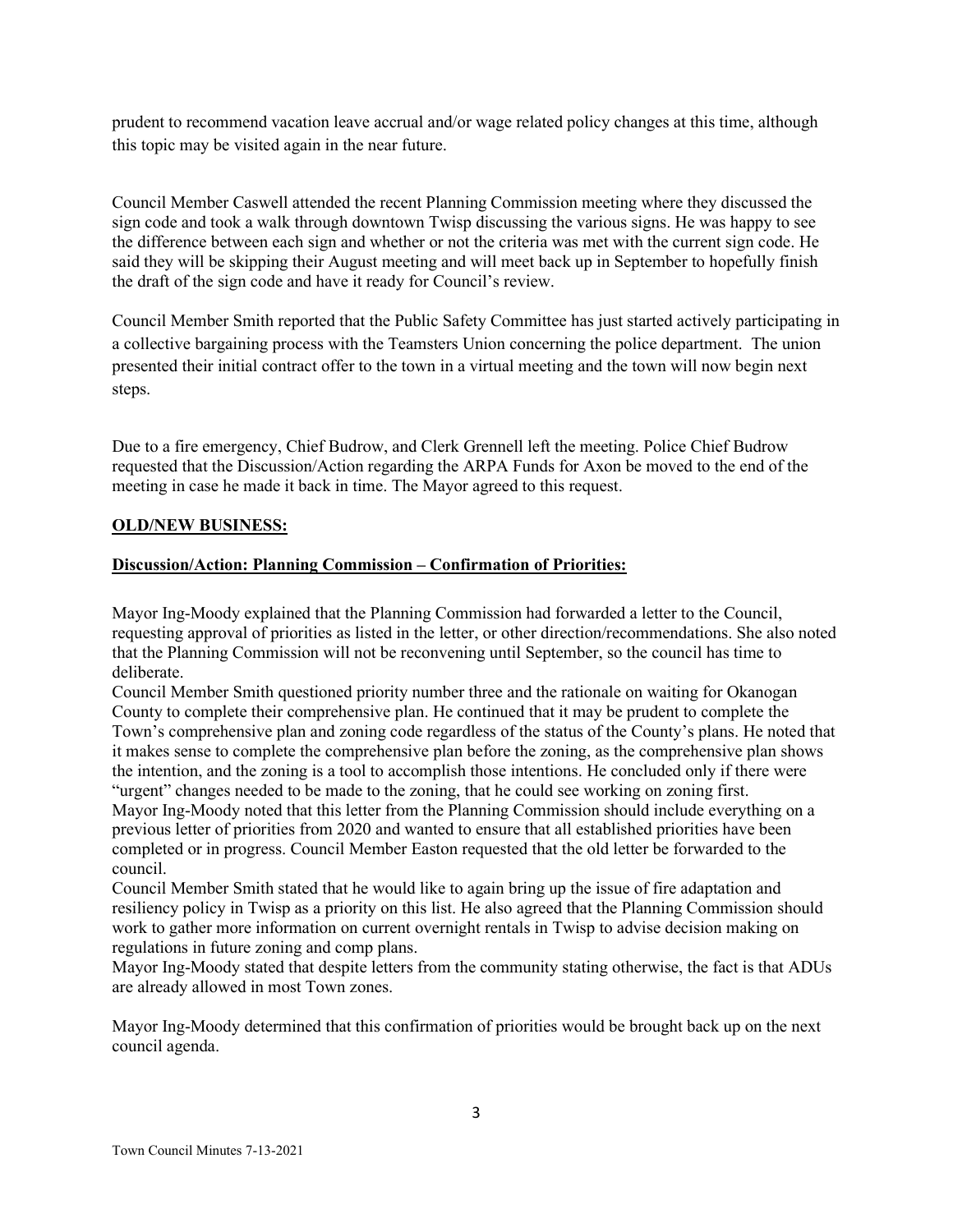prudent to recommend vacation leave accrual and/or wage related policy changes at this time, although this topic may be visited again in the near future.

Council Member Caswell attended the recent Planning Commission meeting where they discussed the sign code and took a walk through downtown Twisp discussing the various signs. He was happy to see the difference between each sign and whether or not the criteria was met with the current sign code. He said they will be skipping their August meeting and will meet back up in September to hopefully finish the draft of the sign code and have it ready for Council's review.

Council Member Smith reported that the Public Safety Committee has just started actively participating in a collective bargaining process with the Teamsters Union concerning the police department. The union presented their initial contract offer to the town in a virtual meeting and the town will now begin next steps.

Due to a fire emergency, Chief Budrow, and Clerk Grennell left the meeting. Police Chief Budrow requested that the Discussion/Action regarding the ARPA Funds for Axon be moved to the end of the meeting in case he made it back in time. The Mayor agreed to this request.

**OLD/NEW BUSINESS:**

**Discussion/Action: Planning Commission – Confirmation of Priorities:**

Mayor Ing-Moody explained that the Planning Commission had forwarded a letter to the Council, requesting approval of priorities as listed in the letter, or other direction/recommendations. She also noted that the Planning Commission will not be reconvening until September, so the council has time to deliberate.

Council Member Smith questioned priority number three and the rationale on waiting for Okanogan County to complete their comprehensive plan. He continued that it may be prudent to complete the Town's comprehensive plan and zoning code regardless of the status of the County's plans. He noted that it makes sense to complete the comprehensive plan before the zoning, as the comprehensive plan shows the intention, and the zoning is a tool to accomplish those intentions. He concluded only if there were "urgent" changes needed to be made to the zoning, that he could see working on zoning first.

Mayor Ing-Moody noted that this letter from the Planning Commission should include everything on a previous letter of priorities from 2020 and wanted to ensure that all established priorities have been completed or in progress. Council Member Easton requested that the old letter be forwarded to the council.

Council Member Smith stated that he would like to again bring up the issue of fire adaptation and resiliency policy in Twisp as a priority on this list. He also agreed that the Planning Commission should work to gather more information on current overnight rentals in Twisp to advise decision making on regulations in future zoning and comp plans.

Mayor Ing-Moody stated that despite letters from the community stating otherwise, the fact is that ADUs are already allowed in most Town zones.

Mayor Ing-Moody determined that this confirmation of priorities would be brought back up on the next council agenda.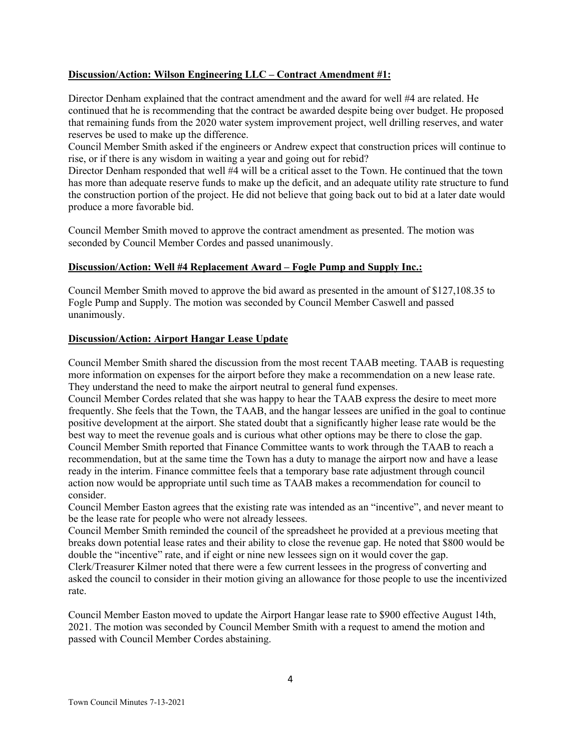**Discussion/Action: Wilson Engineering LLC – Contract Amendment #1:**

Director Denham explained that the contract amendment and the award for well #4 are related. He continued that he is recommending that the contract be awarded despite being over budget. He proposed that remaining funds from the 2020 water system improvement project, well drilling reserves, and water reserves be used to make up the difference.

Council Member Smith asked if the engineers or Andrew expect that construction prices will continue to rise, or if there is any wisdom in waiting a year and going out for rebid?

Director Denham responded that well #4 will be a critical asset to the Town. He continued that the town has more than adequate reserve funds to make up the deficit, and an adequate utility rate structure to fund the construction portion of the project. He did not believe that going back out to bid at a later date would produce a more favorable bid.

Council Member Smith moved to approve the contract amendment as presented. The motion was seconded by Council Member Cordes and passed unanimously.

**Discussion/Action: Well #4 Replacement Award – Fogle Pump and Supply Inc.:**

Council Member Smith moved to approve the bid award as presented in the amount of $127,108.35 to Fogle Pump and Supply. The motion was seconded by Council Member Caswell and passed unanimously.

**Discussion/Action: Airport Hangar Lease Update**

Council Member Smith shared the discussion from the most recent TAAB meeting. TAAB is requesting more information on expenses for the airport before they make a recommendation on a new lease rate. They understand the need to make the airport neutral to general fund expenses.

Council Member Cordes related that she was happy to hear the TAAB express the desire to meet more frequently. She feels that the Town, the TAAB, and the hangar lessees are unified in the goal to continue positive development at the airport. She stated doubt that a significantly higher lease rate would be the best way to meet the revenue goals and is curious what other options may be there to close the gap.

Council Member Smith reported that Finance Committee wants to work through the TAAB to reach a recommendation, but at the same time the Town has a duty to manage the airport now and have a lease ready in the interim. Finance committee feels that a temporary base rate adjustment through council action now would be appropriate until such time as TAAB makes a recommendation for council to consider.

Council Member Easton agrees that the existing rate was intended as an "incentive", and never meant to be the lease rate for people who were not already lessees.

Council Member Smith reminded the council of the spreadsheet he provided at a previous meeting that breaks down potential lease rates and their ability to close the revenue gap. He noted that $800 would be double the "incentive" rate, and if eight or nine new lessees sign on it would cover the gap.

Clerk/Treasurer Kilmer noted that there were a few current lessees in the progress of converting and asked the council to consider in their motion giving an allowance for those people to use the incentivized rate.

Council Member Easton moved to update the Airport Hangar lease rate to $900 effective August 14th, 2021. The motion was seconded by Council Member Smith with a request to amend the motion and passed with Council Member Cordes abstaining.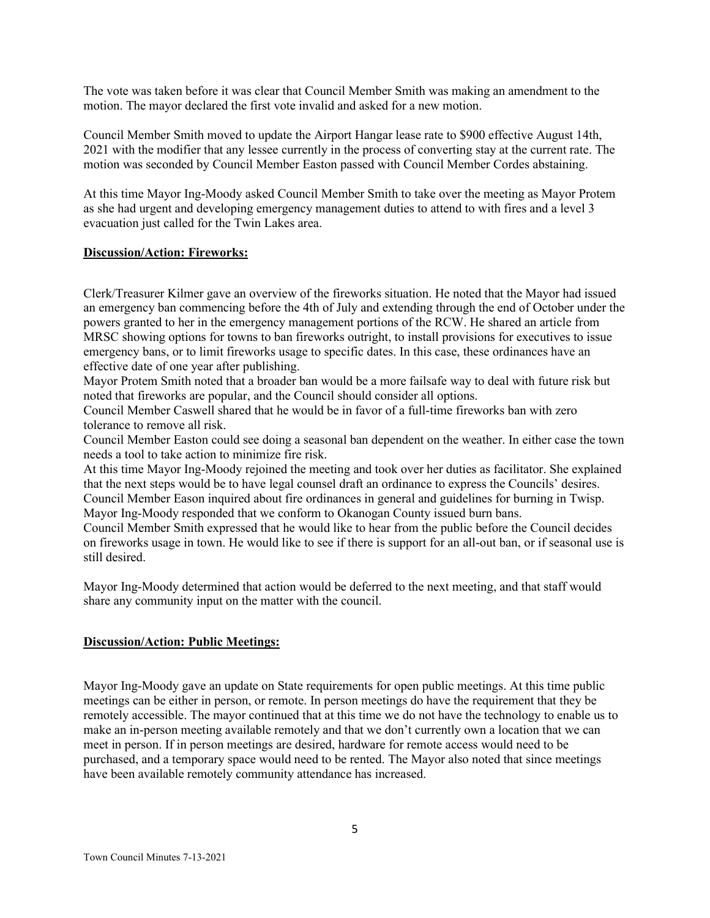The vote was taken before it was clear that Council Member Smith was making an amendment to the motion. The mayor declared the first vote invalid and asked for a new motion.

Council Member Smith moved to update the Airport Hangar lease rate to $900 effective August 14th, 2021 with the modifier that any lessee currently in the process of converting stay at the current rate. The motion was seconded by Council Member Easton passed with Council Member Cordes abstaining.

At this time Mayor Ing-Moody asked Council Member Smith to take over the meeting as Mayor Protem as she had urgent and developing emergency management duties to attend to with fires and a level 3 evacuation just called for the Twin Lakes area.

**Discussion/Action: Fireworks:**

Clerk/Treasurer Kilmer gave an overview of the fireworks situation. He noted that the Mayor had issued an emergency ban commencing before the 4th of July and extending through the end of October under the powers granted to her in the emergency management portions of the RCW. He shared an article from MRSC showing options for towns to ban fireworks outright, to install provisions for executives to issue emergency bans, or to limit fireworks usage to specific dates. In this case, these ordinances have an effective date of one year after publishing.

Mayor Protem Smith noted that a broader ban would be a more failsafe way to deal with future risk but noted that fireworks are popular, and the Council should consider all options.

Council Member Caswell shared that he would be in favor of a full-time fireworks ban with zero tolerance to remove all risk.

Council Member Easton could see doing a seasonal ban dependent on the weather. In either case the town needs a tool to take action to minimize fire risk.

At this time Mayor Ing-Moody rejoined the meeting and took over her duties as facilitator. She explained that the next steps would be to have legal counsel draft an ordinance to express the Councils' desires.

Council Member Eason inquired about fire ordinances in general and guidelines for burning in Twisp.

Mayor Ing-Moody responded that we conform to Okanogan County issued burn bans.

Council Member Smith expressed that he would like to hear from the public before the Council decides on fireworks usage in town. He would like to see if there is support for an all-out ban, or if seasonal use is still desired.

Mayor Ing-Moody determined that action would be deferred to the next meeting, and that staff would share any community input on the matter with the council.

**Discussion/Action: Public Meetings:**

Mayor Ing-Moody gave an update on State requirements for open public meetings. At this time public meetings can be either in person, or remote. In person meetings do have the requirement that they be remotely accessible. The mayor continued that at this time we do not have the technology to enable us to make an in-person meeting available remotely and that we don't currently own a location that we can meet in person. If in person meetings are desired, hardware for remote access would need to be purchased, and a temporary space would need to be rented. The Mayor also noted that since meetings have been available remotely community attendance has increased.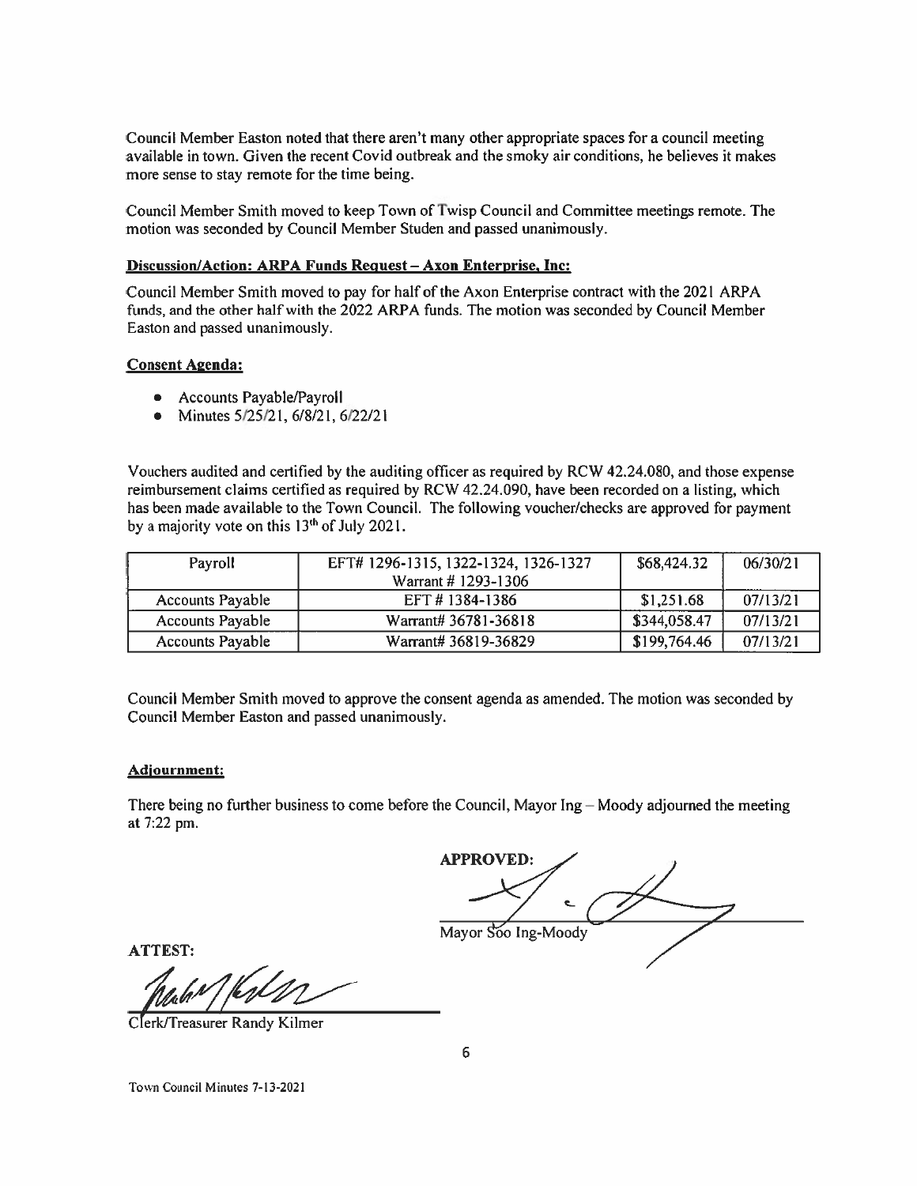Council Member Easton noted that there aren't many other appropriate spaces for a council meeting available in town. Given the recent Covid outbreak and the smoky air conditions, he believes it makes more sense to stay remote for the time being.

Council Member Smith moved to keep Town of Twisp Council and Committee meetings remote. The motion was seconded by Council Member Studen and passed unanimously.

**Discussion/Action: ARPA Funds Request – Axon Enterprise, Inc:**

Council Member Smith moved to pay for half of the Axon Enterprise contract with the 2021 ARPA funds, and the other half with the 2022 ARPA funds. The motion was seconded by Council Member Easton and passed unanimously.

**Consent Agenda:**

- Accounts Payable/Payroll
- Minutes 5/25/21, 6/8/21, 6/22/21

Vouchers audited and certified by the auditing officer as required by RCW 42.24.080, and those expense reimbursement claims certified as required by RCW 42.24.090, have been recorded on a listing, which has been made available to the Town Council. The following voucher/checks are approved for payment by a majority vote on this 13th of July 2021.

| | | | |
|---|---|---|---|
| Payroll | EFT# 1296-1315, 1322-1324, 1326-1327<br>Warrant # 1293-1306 | $68,424.32 | 06/30/21 |
| Accounts Payable | EFT # 1384-1386 | $1,251.68 | 07/13/21 |
| Accounts Payable | Warrant# 36781-36818 | $344,058.47 | 07/13/21 |
| Accounts Payable | Warrant# 36819-36829 | $199,764.46 | 07/13/21 |

Council Member Smith moved to approve the consent agenda as amended. The motion was seconded by Council Member Easton and passed unanimously.

**Adjournment:**

There being no further business to come before the Council, Mayor Ing – Moody adjourned the meeting at 7:22 pm.

**APPROVED:**

Mayor Soo Ing-Moody

**ATTEST:**

Clerk/Treasurer Randy Kilmer

Town Council Minutes 7-13-2021